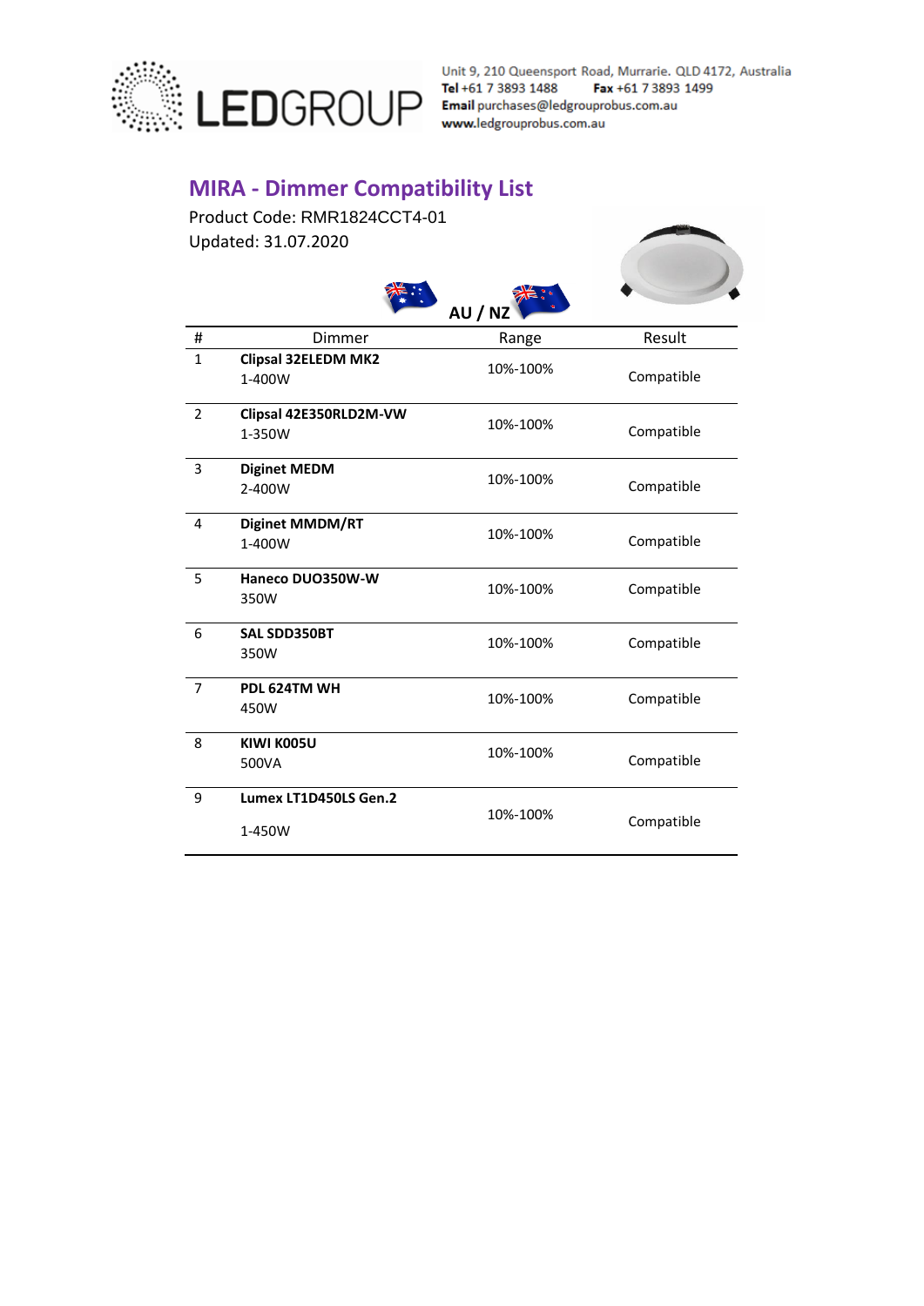LEDGROUP

Unit 9, 210 Queensport Road, Murrarie. QLD 4172, Australia
**Tel** +61 7 3893 1488 **Fax** +61 7 3893 1499
**Email** purchases@ledgrouprobus.com.au
www.ledgrouprobus.com.au

## MIRA - Dimmer Compatibility List

Product Code: RMR1824CCT4-01
Updated: 31.07.2020

**AU / NZ**

| # | Dimmer | Range | Result |
|---|---|---|---|
| 1 | **Clipsal 32ELEDM MK2** 1-400W | 10%-100% | Compatible |
| 2 | **Clipsal 42E350RLD2M-VW** 1-350W | 10%-100% | Compatible |
| 3 | **Diginet MEDM** 2-400W | 10%-100% | Compatible |
| 4 | **Diginet MMDM/RT** 1-400W | 10%-100% | Compatible |
| 5 | **Haneco DUO350W-W** 350W | 10%-100% | Compatible |
| 6 | **SAL SDD350BT** 350W | 10%-100% | Compatible |
| 7 | **PDL 624TM WH** 450W | 10%-100% | Compatible |
| 8 | **KIWI K005U** 500VA | 10%-100% | Compatible |
| 9 | **Lumex LT1D450LS Gen.2** 1-450W | 10%-100% | Compatible |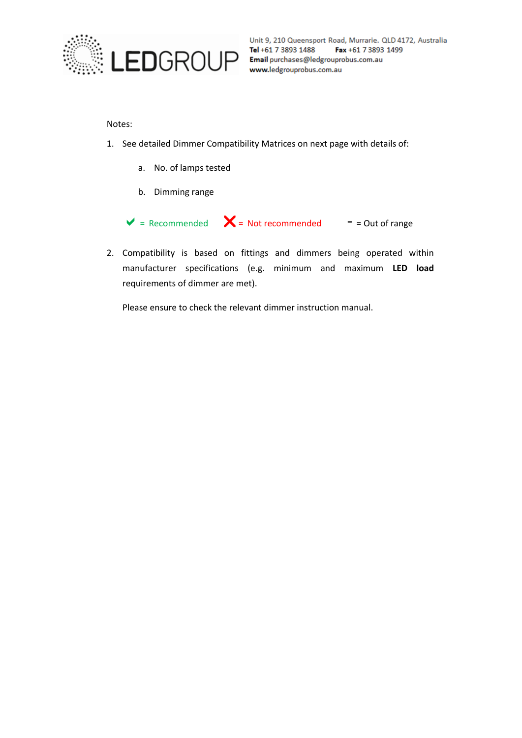Notes:

1. See detailed Dimmer Compatibility Matrices on next page with details of:

    a. No. of lamps tested

    b. Dimming range

    ✔ = Recommended ✘ = Not recommended - = Out of range

2. Compatibility is based on fittings and dimmers being operated within manufacturer specifications (e.g. minimum and maximum **LED load** requirements of dimmer are met).

    Please ensure to check the relevant dimmer instruction manual.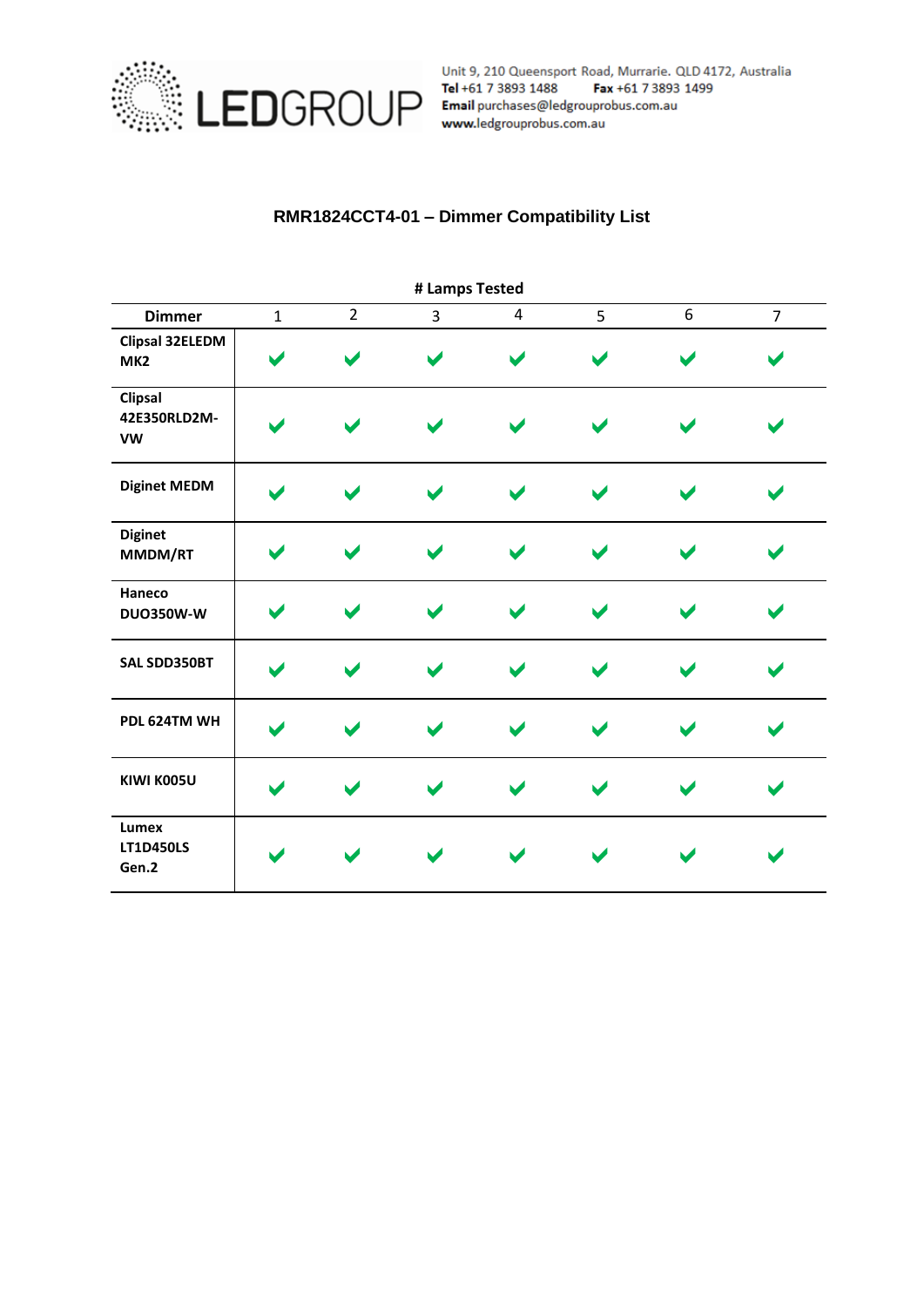LEDGROUP

Unit 9, 210 Queensport Road, Murrarie. QLD 4172, Australia
**Tel** +61 7 3893 1488 **Fax** +61 7 3893 1499
**Email** purchases@ledgrouprobus.com.au
**www.**ledgrouprobus.com.au

## RMR1824CCT4-01 – Dimmer Compatibility List

| | # Lamps Tested | | | | | | |
|---|---|---|---|---|---|---|---|
| **Dimmer** | 1 | 2 | 3 | 4 | 5 | 6 | 7 |
| **Clipsal 32ELEDM MK2** | ✔ | ✔ | ✔ | ✔ | ✔ | ✔ | ✔ |
| **Clipsal 42E350RLD2M-VW** | ✔ | ✔ | ✔ | ✔ | ✔ | ✔ | ✔ |
| **Diginet MEDM** | ✔ | ✔ | ✔ | ✔ | ✔ | ✔ | ✔ |
| **Diginet MMDM/RT** | ✔ | ✔ | ✔ | ✔ | ✔ | ✔ | ✔ |
| **Haneco DUO350W-W** | ✔ | ✔ | ✔ | ✔ | ✔ | ✔ | ✔ |
| **SAL SDD350BT** | ✔ | ✔ | ✔ | ✔ | ✔ | ✔ | ✔ |
| **PDL 624TM WH** | ✔ | ✔ | ✔ | ✔ | ✔ | ✔ | ✔ |
| **KIWI K005U** | ✔ | ✔ | ✔ | ✔ | ✔ | ✔ | ✔ |
| **Lumex LT1D450LS Gen.2** | ✔ | ✔ | ✔ | ✔ | ✔ | ✔ | ✔ |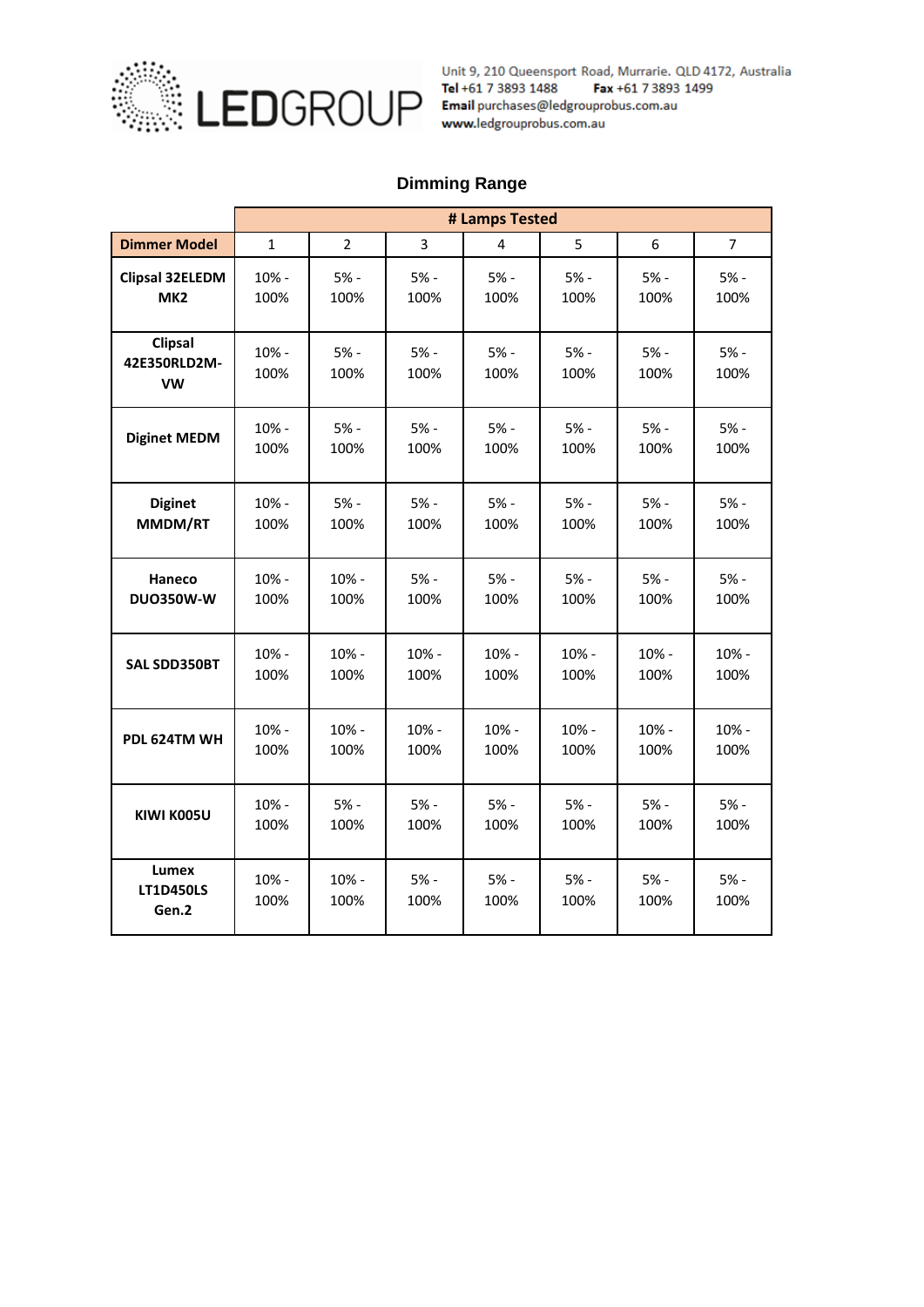## Dimming Range

| | # Lamps Tested | | | | | | |
|---|---|---|---|---|---|---|---|
| **Dimmer Model** | 1 | 2 | 3 | 4 | 5 | 6 | 7 |
| **Clipsal 32ELEDM MK2** | 10% - 100% | 5% - 100% | 5% - 100% | 5% - 100% | 5% - 100% | 5% - 100% | 5% - 100% |
| **Clipsal 42E350RLD2M-VW** | 10% - 100% | 5% - 100% | 5% - 100% | 5% - 100% | 5% - 100% | 5% - 100% | 5% - 100% |
| **Diginet MEDM** | 10% - 100% | 5% - 100% | 5% - 100% | 5% - 100% | 5% - 100% | 5% - 100% | 5% - 100% |
| **Diginet MMDM/RT** | 10% - 100% | 5% - 100% | 5% - 100% | 5% - 100% | 5% - 100% | 5% - 100% | 5% - 100% |
| **Haneco DUO350W-W** | 10% - 100% | 10% - 100% | 5% - 100% | 5% - 100% | 5% - 100% | 5% - 100% | 5% - 100% |
| **SAL SDD350BT** | 10% - 100% | 10% - 100% | 10% - 100% | 10% - 100% | 10% - 100% | 10% - 100% | 10% - 100% |
| **PDL 624TM WH** | 10% - 100% | 10% - 100% | 10% - 100% | 10% - 100% | 10% - 100% | 10% - 100% | 10% - 100% |
| **KIWI K005U** | 10% - 100% | 5% - 100% | 5% - 100% | 5% - 100% | 5% - 100% | 5% - 100% | 5% - 100% |
| **Lumex LT1D450LS Gen.2** | 10% - 100% | 10% - 100% | 5% - 100% | 5% - 100% | 5% - 100% | 5% - 100% | 5% - 100% |